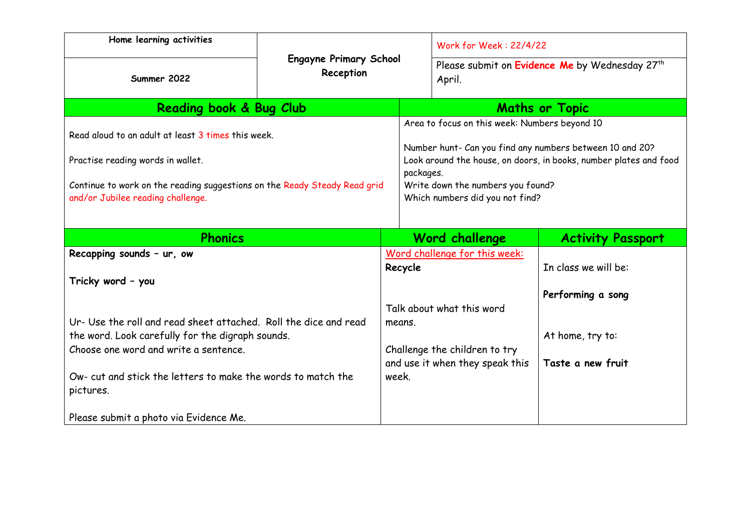| Home learning activities | Engayne Primary School Reception | Work for Week : 22/4/22 |
|---|---|---|
| Summer 2022 | | Please submit on **Evidence Me** by Wednesday 27th April. |

## Reading book & Bug Club

Read aloud to an adult at least 3 times this week.

Practise reading words in wallet.

Continue to work on the reading suggestions on the Ready Steady Read grid and/or Jubilee reading challenge.

## Maths or Topic

Area to focus on this week: Numbers beyond 10

Number hunt- Can you find any numbers between 10 and 20?
Look around the house, on doors, in books, number plates and food packages.
Write down the numbers you found?
Which numbers did you not find?

## Phonics

**Recapping sounds – ur, ow**

**Tricky word – you**

Ur- Use the roll and read sheet attached. Roll the dice and read the word. Look carefully for the digraph sounds.
Choose one word and write a sentence.

Ow- cut and stick the letters to make the words to match the pictures.

Please submit a photo via Evidence Me.

## Word challenge

Word challenge for this week:
**Recycle**

Talk about what this word means.

Challenge the children to try and use it when they speak this week.

## Activity Passport

In class we will be:

**Performing a song**

At home, try to:

**Taste a new fruit**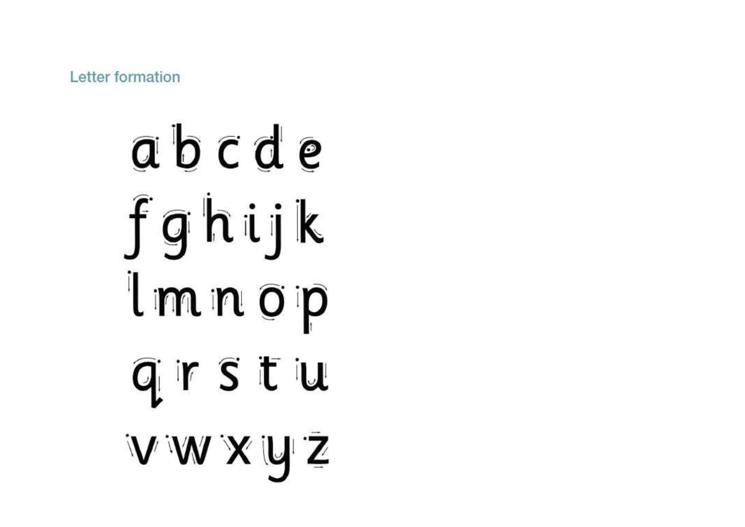## Letter formation

a b c d e

f g h i j k

l m n o p

q r s t u

v w x y z